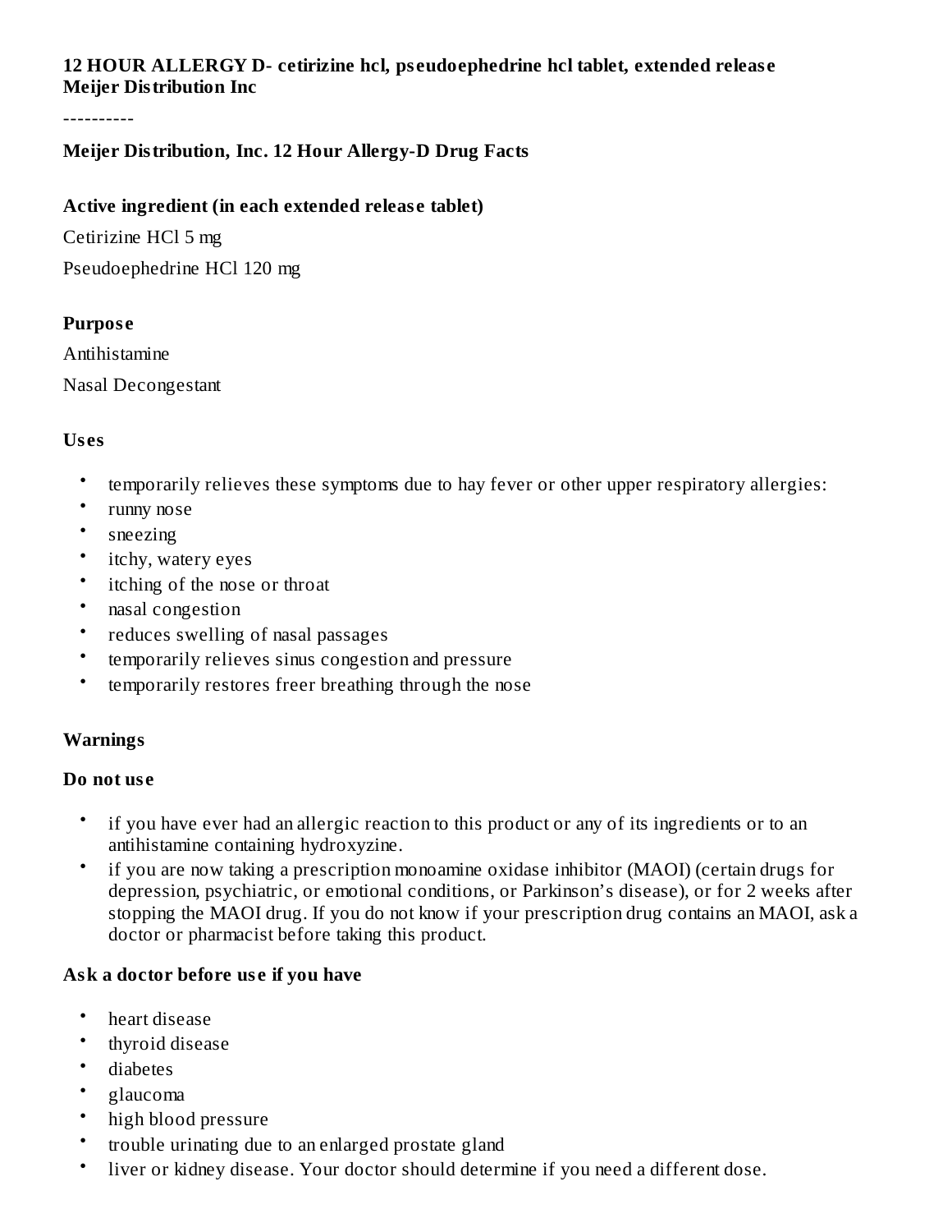**12 HOUR ALLERGY D- cetirizine hcl, pseudoephedrine hcl tablet, extended release**
**Meijer Distribution Inc**

----------

**Meijer Distribution, Inc. 12 Hour Allergy-D Drug Facts**

**Active ingredient (in each extended release tablet)**

Cetirizine HCl 5 mg

Pseudoephedrine HCl 120 mg

**Purpose**

Antihistamine

Nasal Decongestant

**Uses**

- temporarily relieves these symptoms due to hay fever or other upper respiratory allergies:
- runny nose
- sneezing
- itchy, watery eyes
- itching of the nose or throat
- nasal congestion
- reduces swelling of nasal passages
- temporarily relieves sinus congestion and pressure
- temporarily restores freer breathing through the nose

**Warnings**

**Do not use**

- if you have ever had an allergic reaction to this product or any of its ingredients or to an antihistamine containing hydroxyzine.
- if you are now taking a prescription monoamine oxidase inhibitor (MAOI) (certain drugs for depression, psychiatric, or emotional conditions, or Parkinson's disease), or for 2 weeks after stopping the MAOI drug. If you do not know if your prescription drug contains an MAOI, ask a doctor or pharmacist before taking this product.

**Ask a doctor before use if you have**

- heart disease
- thyroid disease
- diabetes
- glaucoma
- high blood pressure
- trouble urinating due to an enlarged prostate gland
- liver or kidney disease. Your doctor should determine if you need a different dose.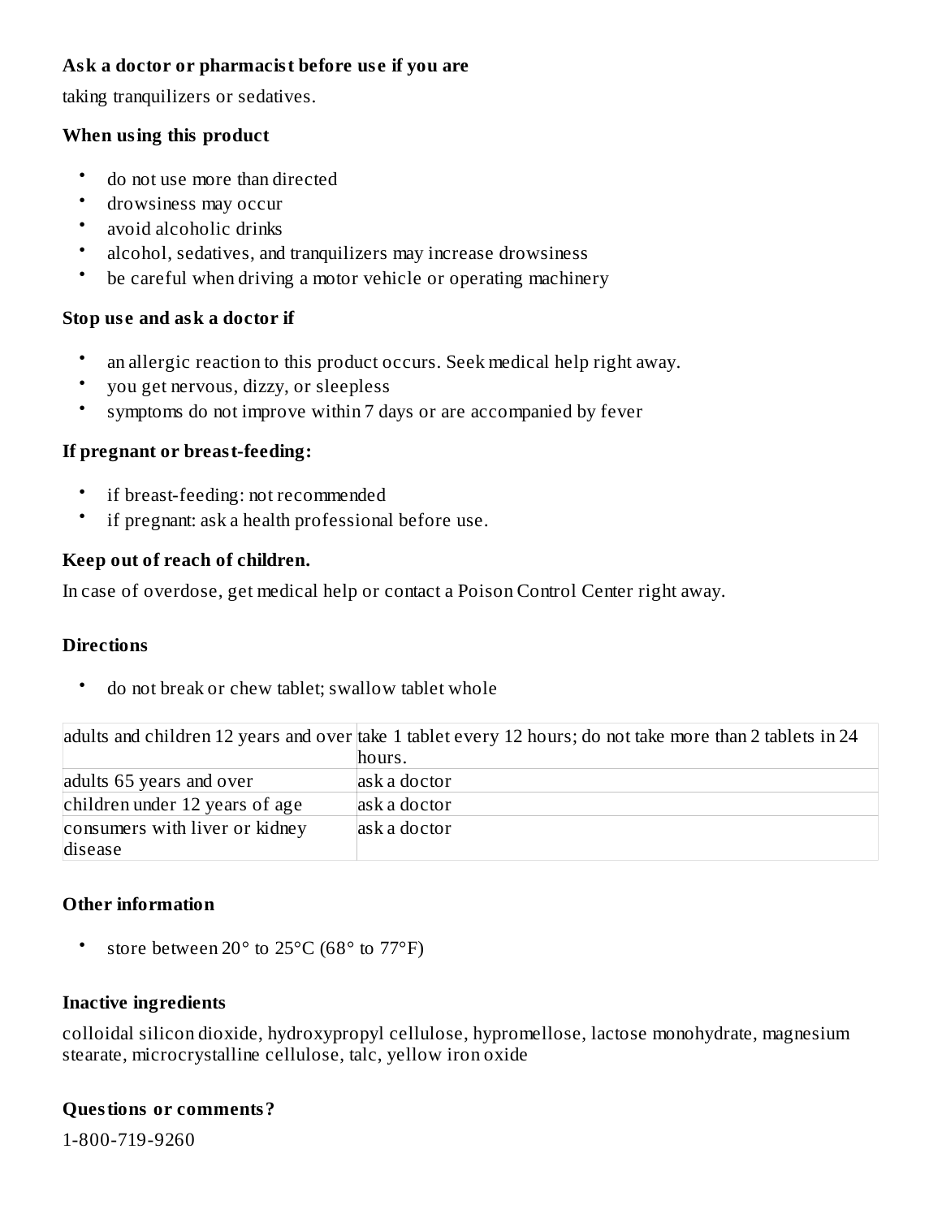**Ask a doctor or pharmacist before use if you are**

taking tranquilizers or sedatives.

**When using this product**

- do not use more than directed
- drowsiness may occur
- avoid alcoholic drinks
- alcohol, sedatives, and tranquilizers may increase drowsiness
- be careful when driving a motor vehicle or operating machinery

**Stop use and ask a doctor if**

- an allergic reaction to this product occurs. Seek medical help right away.
- you get nervous, dizzy, or sleepless
- symptoms do not improve within 7 days or are accompanied by fever

**If pregnant or breast-feeding:**

- if breast-feeding: not recommended
- if pregnant: ask a health professional before use.

**Keep out of reach of children.**

In case of overdose, get medical help or contact a Poison Control Center right away.

**Directions**

- do not break or chew tablet; swallow tablet whole

| | |
|---|---|
| adults and children 12 years and over | take 1 tablet every 12 hours; do not take more than 2 tablets in 24 hours. |
| adults 65 years and over | ask a doctor |
| children under 12 years of age | ask a doctor |
| consumers with liver or kidney disease | ask a doctor |

**Other information**

- store between 20° to 25°C (68° to 77°F)

**Inactive ingredients**

colloidal silicon dioxide, hydroxypropyl cellulose, hypromellose, lactose monohydrate, magnesium stearate, microcrystalline cellulose, talc, yellow iron oxide

**Questions or comments?**

1-800-719-9260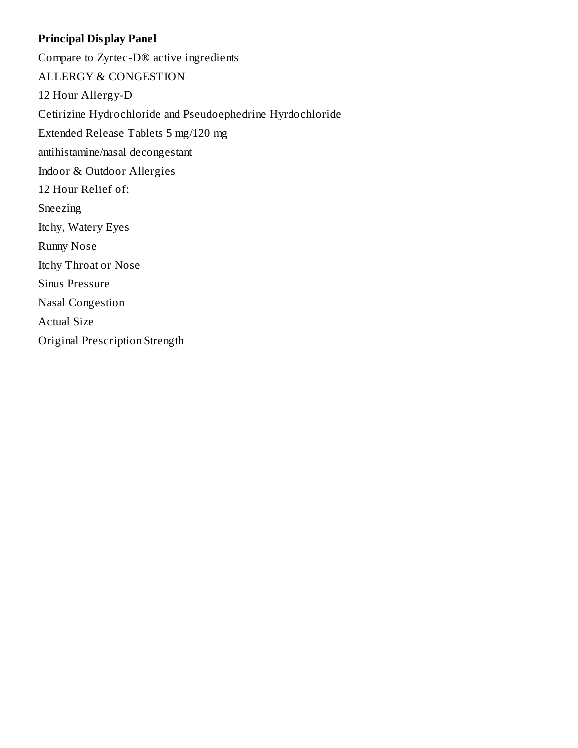**Principal Display Panel**

Compare to Zyrtec-D® active ingredients

ALLERGY & CONGESTION

12 Hour Allergy-D

Cetirizine Hydrochloride and Pseudoephedrine Hyrdochloride

Extended Release Tablets 5 mg/120 mg

antihistamine/nasal decongestant

Indoor & Outdoor Allergies

12 Hour Relief of:

Sneezing

Itchy, Watery Eyes

Runny Nose

Itchy Throat or Nose

Sinus Pressure

Nasal Congestion

Actual Size

Original Prescription Strength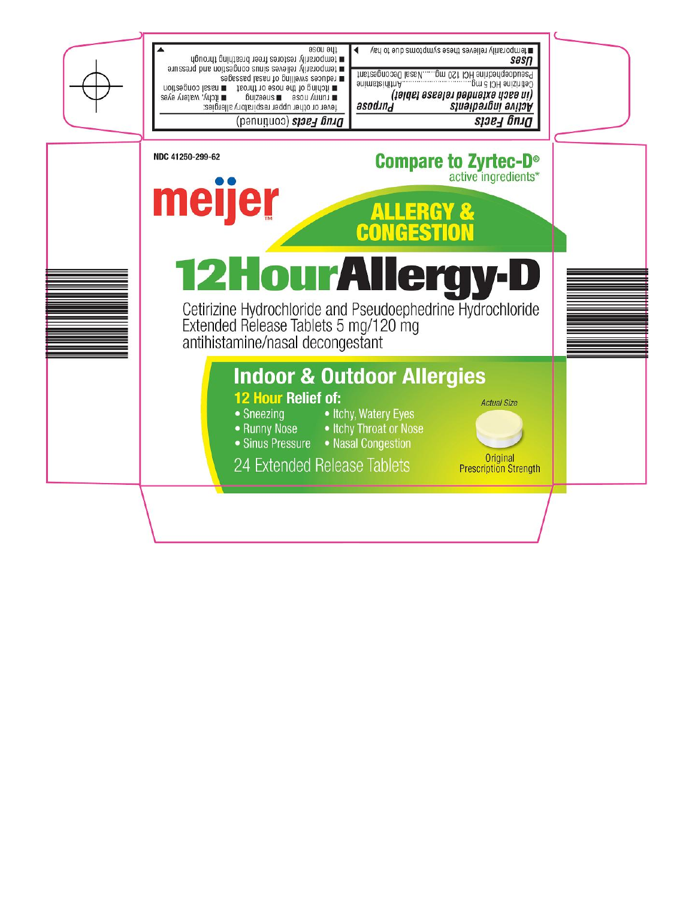## Drug Facts

| *Active ingredients (in each extended release tablet)* | *Purpose* |
| --- | --- |
| Cetirizine HCl 5 mg | Antihistamine |
| Pseudoephedrine HCl 120 mg | Nasal Decongestant |

*Uses*

- temporarily relieves these symptoms due to hay ►

## Drug Facts (continued)

fever or other upper respiratory allergies:

- runny nose
- sneezing
- itchy, watery eyes
- itching of the nose or throat
- nasal congestion
- reduces swelling of nasal passages
- temporarily relieves sinus congestion and pressure
- temporarily restores freer breathing through the nose

▲

NDC 41250-299-62

**Compare to Zyrtec-D®** active ingredients*

# meijer™

**ALLERGY & CONGESTION**

# 12HourAllergy-D

Cetirizine Hydrochloride and Pseudoephedrine Hydrochloride Extended Release Tablets 5 mg/120 mg

antihistamine/nasal decongestant

## Indoor & Outdoor Allergies

**12 Hour Relief of:**

- Sneezing
- Runny Nose
- Sinus Pressure
- Itchy, Watery Eyes
- Itchy Throat or Nose
- Nasal Congestion

24 Extended Release Tablets

*Actual Size*

Original Prescription Strength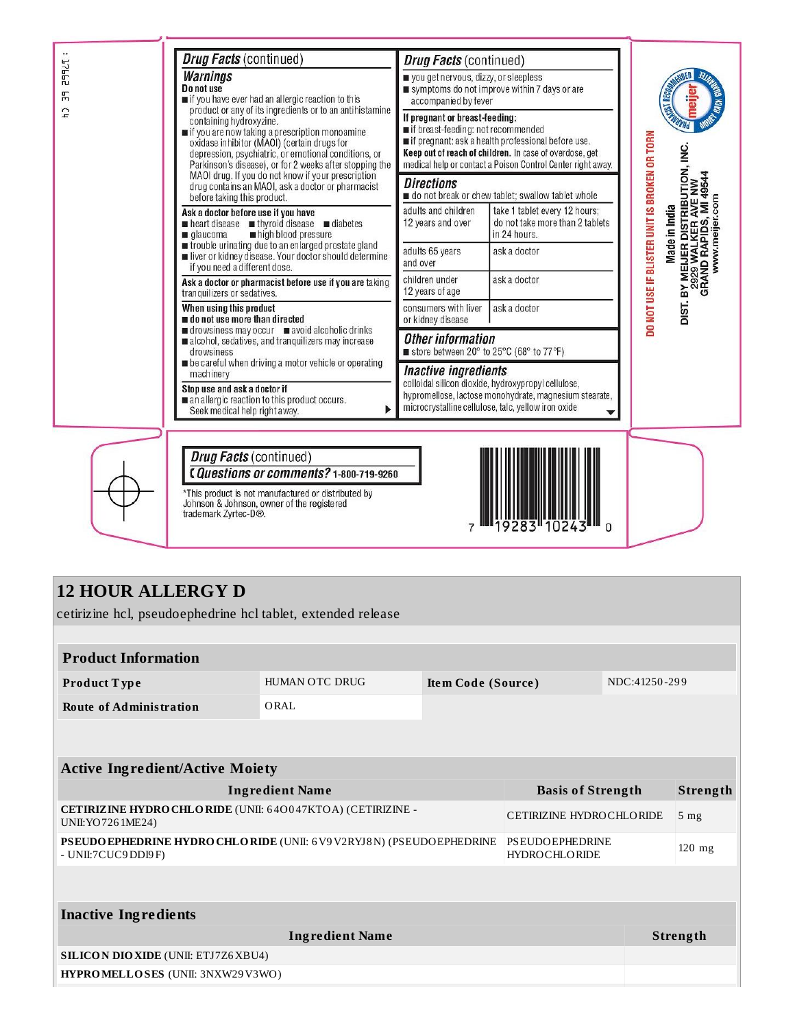## Drug Facts (continued)

### Warnings

**Do not use**

- if you have ever had an allergic reaction to this product or any of its ingredients or to an antihistamine containing hydroxyzine.
- if you are now taking a prescription monoamine oxidase inhibitor (MAOI) (certain drugs for depression, psychiatric, or emotional conditions, or Parkinson's disease), or for 2 weeks after stopping the MAOI drug. If you do not know if your prescription drug contains an MAOI, ask a doctor or pharmacist before taking this product.

**Ask a doctor before use if you have**

- heart disease
- thyroid disease
- diabetes
- glaucoma
- high blood pressure
- trouble urinating due to an enlarged prostate gland
- liver or kidney disease. Your doctor should determine if you need a different dose.

**Ask a doctor or pharmacist before use if you are** taking tranquilizers or sedatives.

**When using this product**

- **do not use more than directed**
- drowsiness may occur
- avoid alcoholic drinks
- alcohol, sedatives, and tranquilizers may increase drowsiness
- be careful when driving a motor vehicle or operating machinery

**Stop use and ask a doctor if**

- an allergic reaction to this product occurs. Seek medical help right away.

## Drug Facts (continued)

- you get nervous, dizzy, or sleepless
- symptoms do not improve within 7 days or are accompanied by fever

**If pregnant or breast-feeding:**

- if breast-feeding: not recommended
- if pregnant: ask a health professional before use.

**Keep out of reach of children.** In case of overdose, get medical help or contact a Poison Control Center right away.

### Directions

- do not break or chew tablet; swallow tablet whole

| | |
|---|---|
| adults and children 12 years and over | take 1 tablet every 12 hours; do not take more than 2 tablets in 24 hours. |
| adults 65 years and over | ask a doctor |
| children under 12 years of age | ask a doctor |
| consumers with liver or kidney disease | ask a doctor |

### Other information

- store between 20° to 25°C (68° to 77°F)

### Inactive ingredients

colloidal silicon dioxide, hydroxypropyl cellulose, hypromellose, lactose monohydrate, magnesium stearate, microcrystalline cellulose, talc, yellow iron oxide

## Drug Facts (continued)

**Questions or comments?** 1-800-719-9260

*This product is not manufactured or distributed by Johnson & Johnson, owner of the registered trademark Zyrtec-D®.

DO NOT USE IF BLISTER UNIT IS BROKEN OR TORN

Made in India

DIST. BY MEIJER DISTRIBUTION, INC.
2929 WALKER AVE NW
GRAND RAPIDS, MI 49544
www.meijer.com

meijer — PHARMACIST RECOMMENDED — MONEY BACK GUARANTEE

7 19283 10243 0

# 12 HOUR ALLERGY D

cetirizine hcl, pseudoephedrine hcl tablet, extended release

| Product Information | | | |
|---|---|---|---|
| **Product Type** | HUMAN OTC DRUG | **Item Code (Source)** | NDC:41250-299 |
| **Route of Administration** | ORAL | | |

| Active Ingredient/Active Moiety | | |
|---|---|---|
| **Ingredient Name** | **Basis of Strength** | **Strength** |
| **CETIRIZINE HYDROCHLORIDE** (UNII: 64O047KTOA) (CETIRIZINE - UNII:YO7261ME24) | CETIRIZINE HYDROCHLORIDE | 5 mg |
| **PSEUDOEPHEDRINE HYDROCHLORIDE** (UNII: 6V9V2RYJ8N) (PSEUDOEPHEDRINE - UNII:7CUC9DDI9F) | PSEUDOEPHEDRINE HYDROCHLORIDE | 120 mg |

| Inactive Ingredients | |
|---|---|
| **Ingredient Name** | **Strength** |
| **SILICON DIOXIDE** (UNII: ETJ7Z6XBU4) | |
| **HYPROMELLOSES** (UNII: 3NXW29V3WO) | |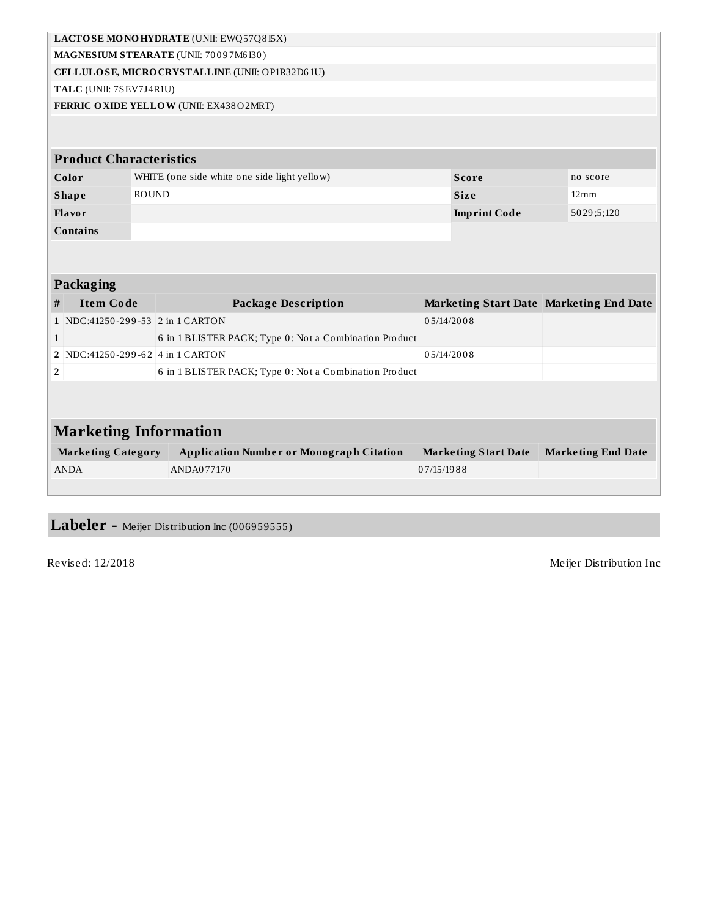| | |
|---|---|
| **LACTOSE MONOHYDRATE** (UNII: EWQ57Q8I5X) | |
| **MAGNESIUM STEARATE** (UNII: 70097M6I30) | |
| **CELLULOSE, MICROCRYSTALLINE** (UNII: OP1R32D61U) | |
| **TALC** (UNII: 7SEV7J4R1U) | |
| **FERRIC OXIDE YELLOW** (UNII: EX438O2MRT) | |

| Product Characteristics | | | |
|---|---|---|---|
| **Color** | WHITE (one side white one side light yellow) | **Score** | no score |
| **Shape** | ROUND | **Size** | 12mm |
| **Flavor** | | **Imprint Code** | 5029;5;120 |
| **Contains** | | | |

## Packaging

| # | Item Code | Package Description | Marketing Start Date | Marketing End Date |
|---|---|---|---|---|
| 1 | NDC:41250-299-53 | 2 in 1 CARTON | 05/14/2008 | |
| 1 | | 6 in 1 BLISTER PACK; Type 0: Not a Combination Product | | |
| 2 | NDC:41250-299-62 | 4 in 1 CARTON | 05/14/2008 | |
| 2 | | 6 in 1 BLISTER PACK; Type 0: Not a Combination Product | | |

## Marketing Information

| Marketing Category | Application Number or Monograph Citation | Marketing Start Date | Marketing End Date |
|---|---|---|---|
| ANDA | ANDA077170 | 07/15/1988 | |

## Labeler - Meijer Distribution Inc (006959555)

Revised: 12/2018

Meijer Distribution Inc